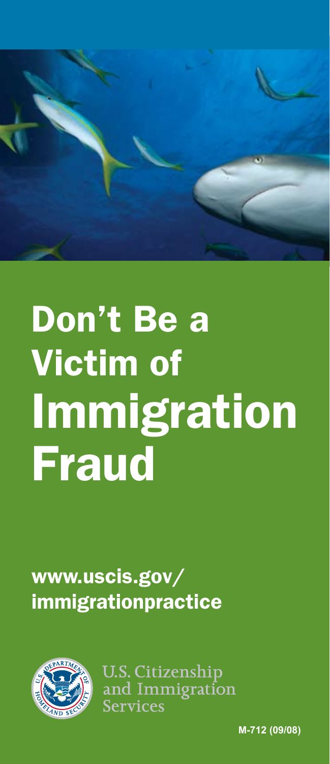# Don't Be a Victim of Immigration Fraud

www.uscis.gov/immigrationpractice

U.S. Citizenship and Immigration Services

M-712 (09/08)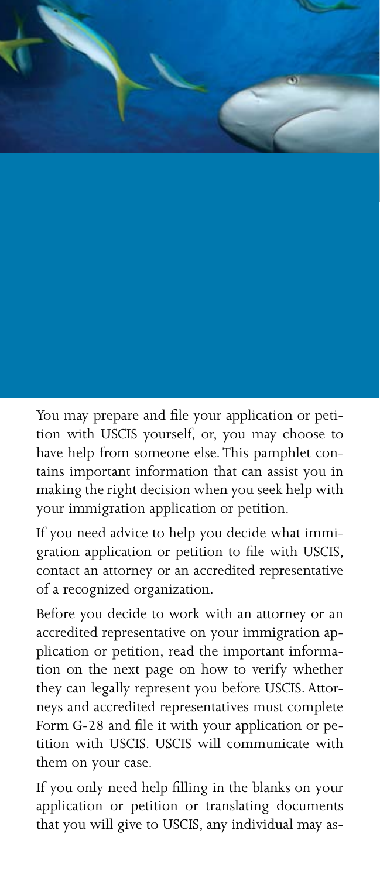You may prepare and file your application or petition with USCIS yourself, or, you may choose to have help from someone else. This pamphlet contains important information that can assist you in making the right decision when you seek help with your immigration application or petition.

If you need advice to help you decide what immigration application or petition to file with USCIS, contact an attorney or an accredited representative of a recognized organization.

Before you decide to work with an attorney or an accredited representative on your immigration application or petition, read the important information on the next page on how to verify whether they can legally represent you before USCIS. Attorneys and accredited representatives must complete Form G-28 and file it with your application or petition with USCIS. USCIS will communicate with them on your case.

If you only need help filling in the blanks on your application or petition or translating documents that you will give to USCIS, any individual may as-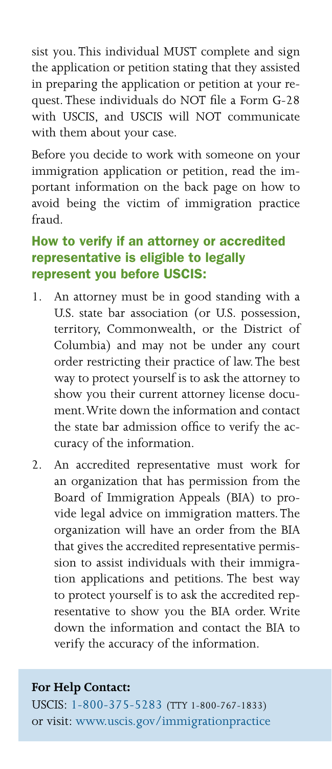sist you. This individual MUST complete and sign the application or petition stating that they assisted in preparing the application or petition at your request. These individuals do NOT file a Form G-28 with USCIS, and USCIS will NOT communicate with them about your case.

Before you decide to work with someone on your immigration application or petition, read the important information on the back page on how to avoid being the victim of immigration practice fraud.

## How to verify if an attorney or accredited representative is eligible to legally represent you before USCIS:

1. An attorney must be in good standing with a U.S. state bar association (or U.S. possession, territory, Commonwealth, or the District of Columbia) and may not be under any court order restricting their practice of law. The best way to protect yourself is to ask the attorney to show you their current attorney license document. Write down the information and contact the state bar admission office to verify the accuracy of the information.

2. An accredited representative must work for an organization that has permission from the Board of Immigration Appeals (BIA) to provide legal advice on immigration matters. The organization will have an order from the BIA that gives the accredited representative permission to assist individuals with their immigration applications and petitions. The best way to protect yourself is to ask the accredited representative to show you the BIA order. Write down the information and contact the BIA to verify the accuracy of the information.

**For Help Contact:**

USCIS: 1-800-375-5283 (TTY 1-800-767-1833)
or visit: www.uscis.gov/immigrationpractice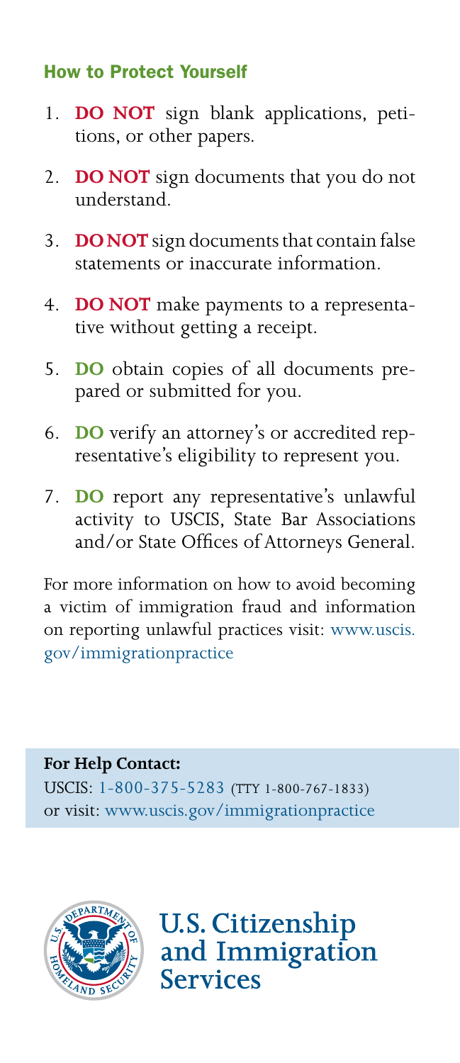## How to Protect Yourself

1. **DO NOT** sign blank applications, petitions, or other papers.
2. **DO NOT** sign documents that you do not understand.
3. **DO NOT** sign documents that contain false statements or inaccurate information.
4. **DO NOT** make payments to a representative without getting a receipt.
5. **DO** obtain copies of all documents prepared or submitted for you.
6. **DO** verify an attorney's or accredited representative's eligibility to represent you.
7. **DO** report any representative's unlawful activity to USCIS, State Bar Associations and/or State Offices of Attorneys General.

For more information on how to avoid becoming a victim of immigration fraud and information on reporting unlawful practices visit: www.uscis.gov/immigrationpractice

**For Help Contact:**
USCIS: 1-800-375-5283 (TTY 1-800-767-1833)
or visit: www.uscis.gov/immigrationpractice

U.S. Citizenship and Immigration Services